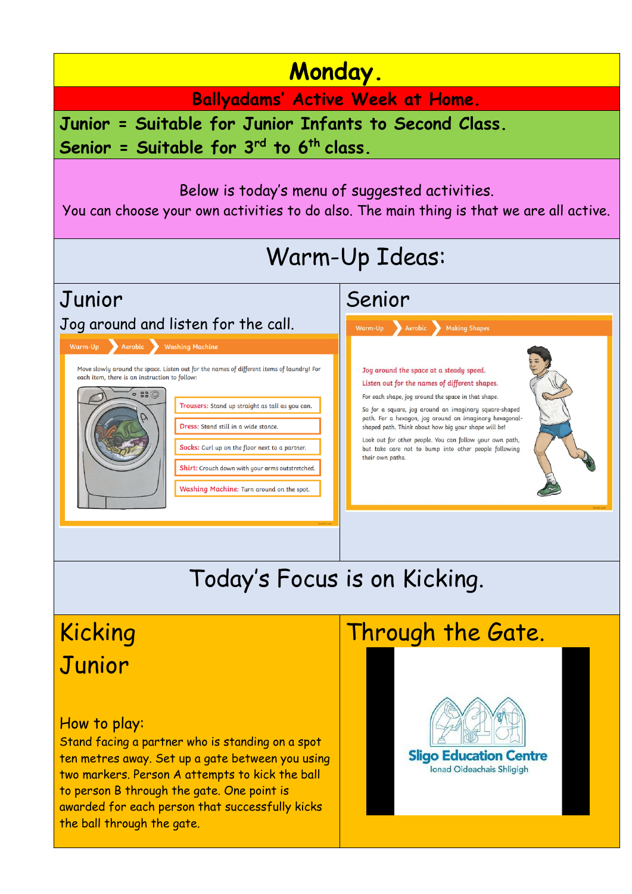# Monday.

## Ballyadams' Active Week at Home.

**Junior = Suitable for Junior Infants to Second Class.**
**Senior = Suitable for 3rd to 6th class.**

Below is today's menu of suggested activities.
You can choose your own activities to do also. The main thing is that we are all active.

## Warm-Up Ideas:

### Junior

Jog around and listen for the call.

Warm-Up > Aerobic > Washing Machine

Move slowly around the space. Listen out for the names of different items of laundry! For each item, there is an instruction to follow:

- **Trousers:** Stand up straight as tall as you can.
- **Dress:** Stand still in a wide stance.
- **Socks:** Curl up on the floor next to a partner.
- **Shirt:** Crouch down with your arms outstretched.
- **Washing Machine:** Turn around on the spot.

### Senior

Warm-Up > Aerobic > Making Shapes

Jog around the space at a steady speed.

Listen out for the names of different shapes.

For each shape, jog around the space in that shape.

So for a square, jog around an imaginary square-shaped path. For a hexagon, jog around an imaginary hexagonal-shaped path. Think about how big your shape will be!

Look out for other people. You can follow your own path, but take care not to bump into other people following their own paths.

## Today's Focus is on Kicking.

### Kicking Junior

How to play:
Stand facing a partner who is standing on a spot ten metres away. Set up a gate between you using two markers. Person A attempts to kick the ball to person B through the gate. One point is awarded for each person that successfully kicks the ball through the gate.

### Through the Gate.

Sligo Education Centre
Ionad Oideachais Shligigh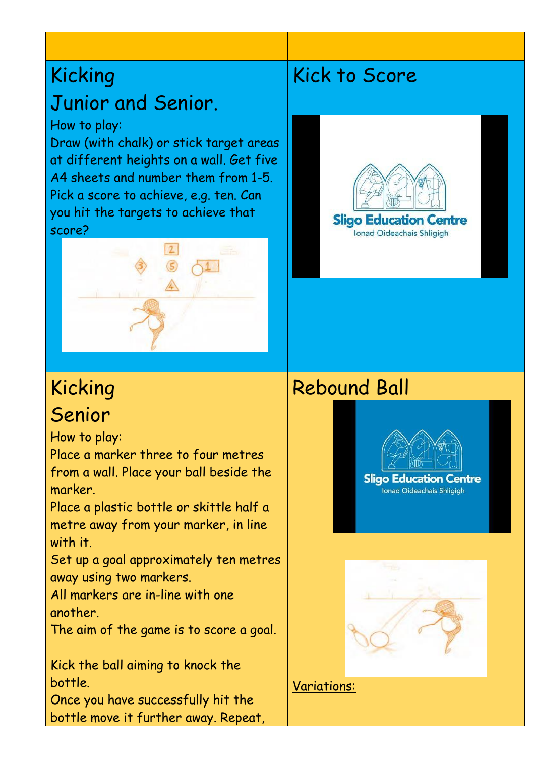## Kicking

## Junior and Senior.

How to play:

Draw (with chalk) or stick target areas at different heights on a wall. Get five A4 sheets and number them from 1-5. Pick a score to achieve, e.g. ten. Can you hit the targets to achieve that score?

## Kick to Score

## Kicking

## Senior

How to play:

Place a marker three to four metres from a wall. Place your ball beside the marker.

Place a plastic bottle or skittle half a metre away from your marker, in line with it.

Set up a goal approximately ten metres away using two markers.

All markers are in-line with one another.

The aim of the game is to score a goal.

Kick the ball aiming to knock the bottle.

Once you have successfully hit the bottle move it further away. Repeat,

## Rebound Ball

<u>Variations:</u>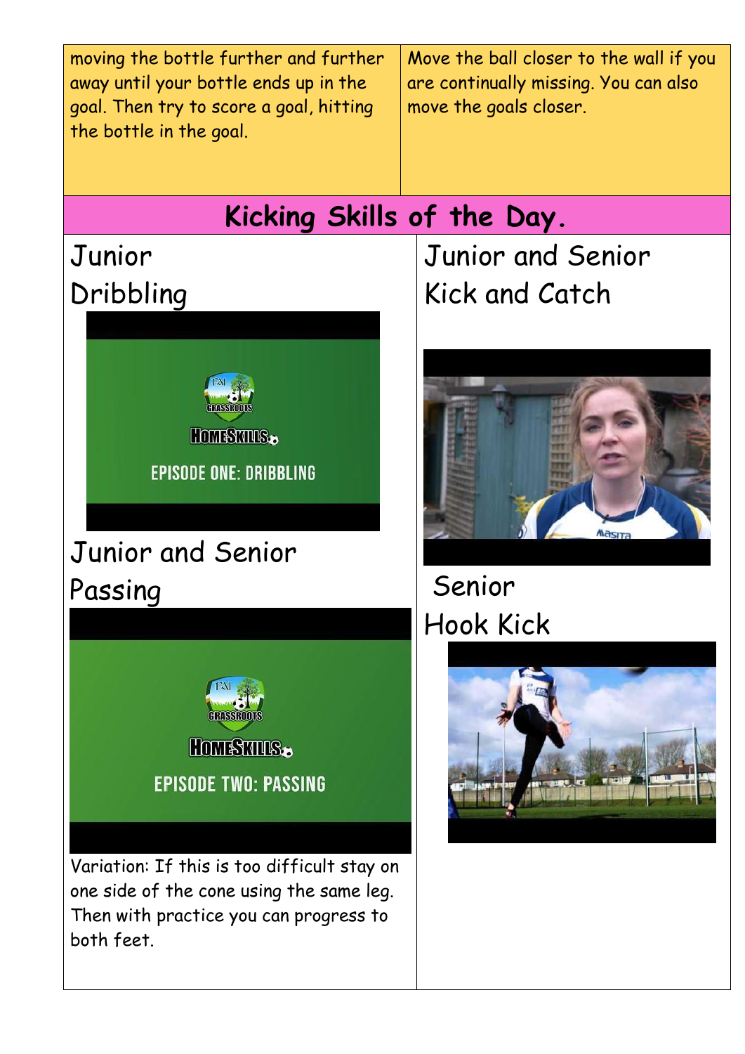| moving the bottle further and further away until your bottle ends up in the goal. Then try to score a goal, hitting the bottle in the goal. | Move the ball closer to the wall if you are continually missing. You can also move the goals closer. |
| --- | --- |

## Kicking Skills of the Day.

### Junior Dribbling

### Junior and Senior Kick and Catch

### Junior and Senior Passing

Variation: If this is too difficult stay on one side of the cone using the same leg. Then with practice you can progress to both feet.

### Senior Hook Kick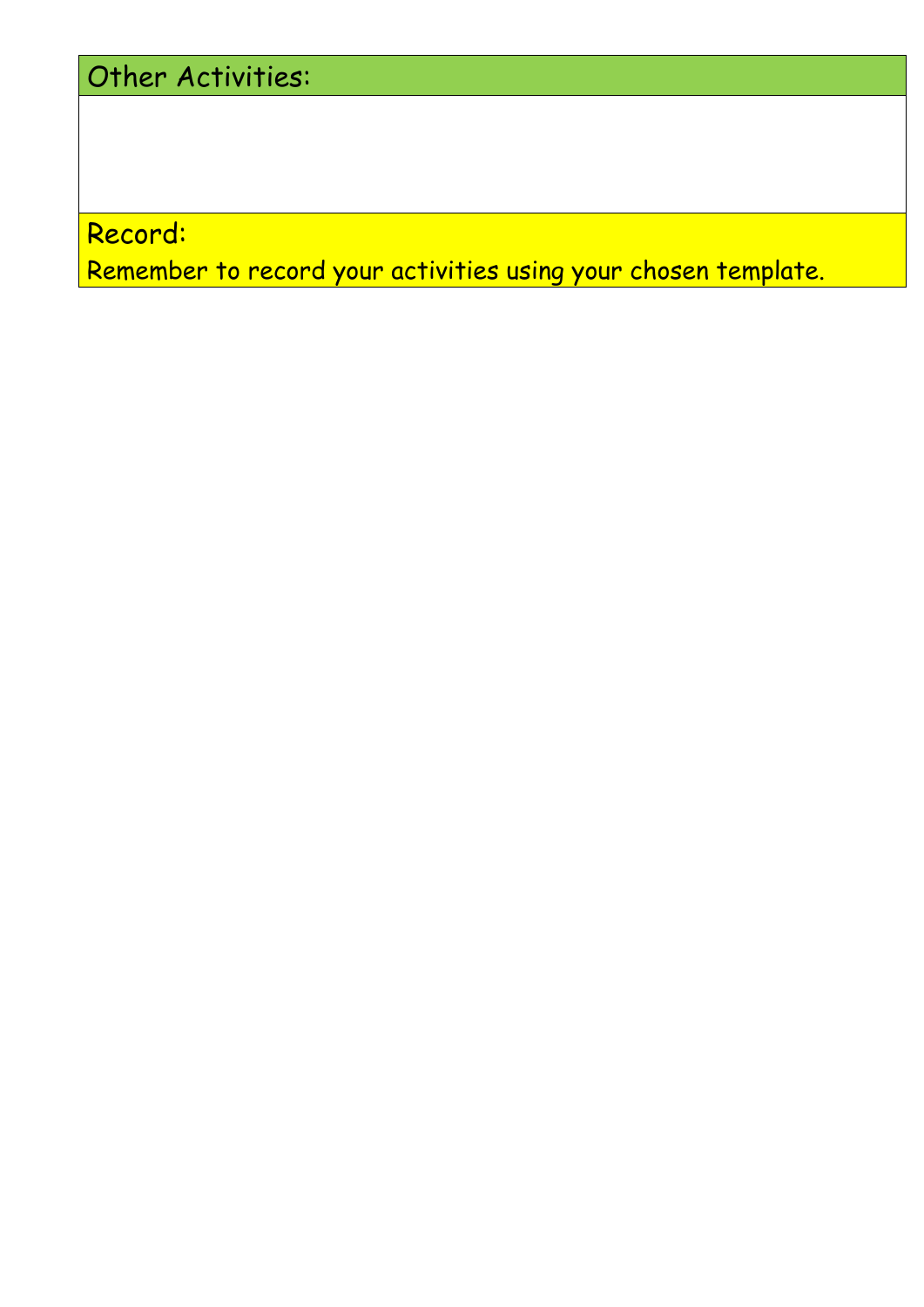## Other Activities:

## Record:

Remember to record your activities using your chosen template.